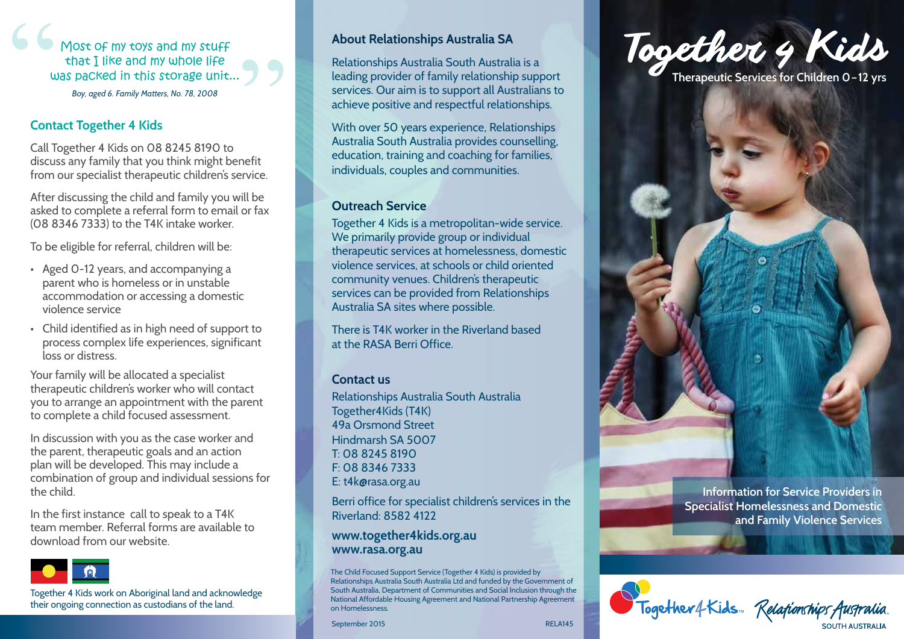> Most of my toys and my stuff that I like and my whole life was packed in this storage unit...

*Boy, aged 6. Family Matters, No. 78, 2008*

## Contact Together 4 Kids

Call Together 4 Kids on 08 8245 8190 to discuss any family that you think might benefit from our specialist therapeutic children's service.

After discussing the child and family you will be asked to complete a referral form to email or fax (08 8346 7333) to the T4K intake worker.

To be eligible for referral, children will be:

- Aged 0-12 years, and accompanying a parent who is homeless or in unstable accommodation or accessing a domestic violence service
- Child identified as in high need of support to process complex life experiences, significant loss or distress.

Your family will be allocated a specialist therapeutic children's worker who will contact you to arrange an appointment with the parent to complete a child focused assessment.

In discussion with you as the case worker and the parent, therapeutic goals and an action plan will be developed. This may include a combination of group and individual sessions for the child.

In the first instance call to speak to a T4K team member. Referral forms are available to download from our website.

Together 4 Kids work on Aboriginal land and acknowledge their ongoing connection as custodians of the land.

## About Relationships Australia SA

Relationships Australia South Australia is a leading provider of family relationship support services. Our aim is to support all Australians to achieve positive and respectful relationships.

With over 50 years experience, Relationships Australia South Australia provides counselling, education, training and coaching for families, individuals, couples and communities.

## Outreach Service

Together 4 Kids is a metropolitan-wide service. We primarily provide group or individual therapeutic services at homelessness, domestic violence services, at schools or child oriented community venues. Children's therapeutic services can be provided from Relationships Australia SA sites where possible.

There is T4K worker in the Riverland based at the RASA Berri Office.

## Contact us

Relationships Australia South Australia
Together4Kids (T4K)
49a Orsmond Street
Hindmarsh SA 5007
T: 08 8245 8190
F: 08 8346 7333
E: t4k@rasa.org.au

Berri office for specialist children's services in the Riverland: 8582 4122

**www.together4kids.org.au**
**www.rasa.org.au**

The Child Focused Support Service (Together 4 Kids) is provided by Relationships Australia South Australia Ltd and funded by the Government of South Australia, Department of Communities and Social Inclusion through the National Affordable Housing Agreement and National Partnership Agreement on Homelessness.

September 2015 RELA145

# Together 4 Kids

**Therapeutic Services for Children 0-12 yrs**

**Information for Service Providers in Specialist Homelessness and Domestic and Family Violence Services**

Together4Kids™ Relationships Australia SOUTH AUSTRALIA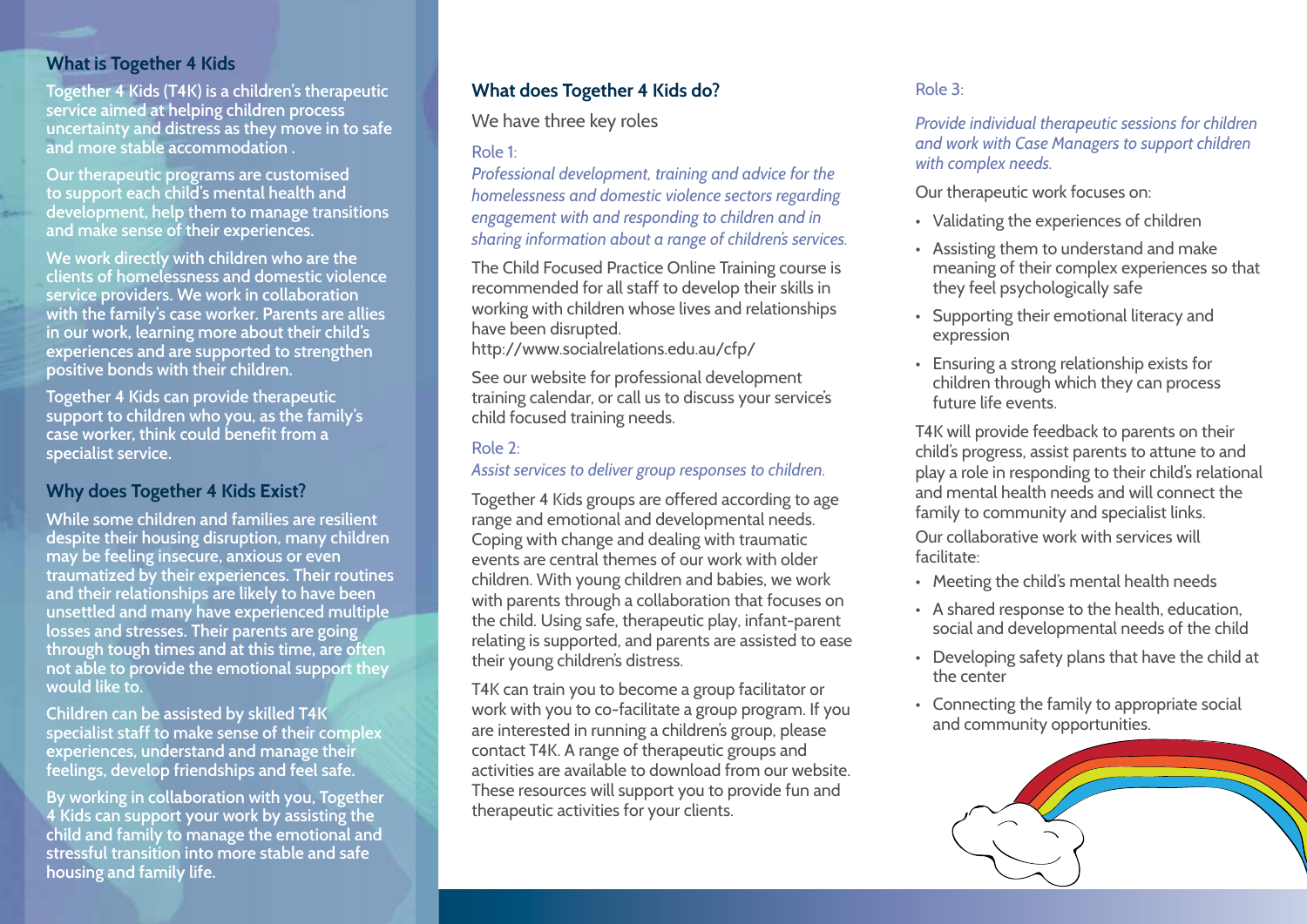## What is Together 4 Kids

Together 4 Kids (T4K) is a children's therapeutic service aimed at helping children process uncertainty and distress as they move in to safe and more stable accommodation .

Our therapeutic programs are customised to support each child's mental health and development, help them to manage transitions and make sense of their experiences.

We work directly with children who are the clients of homelessness and domestic violence service providers. We work in collaboration with the family's case worker. Parents are allies in our work, learning more about their child's experiences and are supported to strengthen positive bonds with their children.

Together 4 Kids can provide therapeutic support to children who you, as the family's case worker, think could benefit from a specialist service.

## Why does Together 4 Kids Exist?

While some children and families are resilient despite their housing disruption, many children may be feeling insecure, anxious or even traumatized by their experiences. Their routines and their relationships are likely to have been unsettled and many have experienced multiple losses and stresses. Their parents are going through tough times and at this time, are often not able to provide the emotional support they would like to.

Children can be assisted by skilled T4K specialist staff to make sense of their complex experiences, understand and manage their feelings, develop friendships and feel safe.

By working in collaboration with you, Together 4 Kids can support your work by assisting the child and family to manage the emotional and stressful transition into more stable and safe housing and family life.

## What does Together 4 Kids do?

We have three key roles

Role 1:

*Professional development, training and advice for the homelessness and domestic violence sectors regarding engagement with and responding to children and in sharing information about a range of children's services.*

The Child Focused Practice Online Training course is recommended for all staff to develop their skills in working with children whose lives and relationships have been disrupted.
http://www.socialrelations.edu.au/cfp/

See our website for professional development training calendar, or call us to discuss your service's child focused training needs.

Role 2:

*Assist services to deliver group responses to children.*

Together 4 Kids groups are offered according to age range and emotional and developmental needs. Coping with change and dealing with traumatic events are central themes of our work with older children. With young children and babies, we work with parents through a collaboration that focuses on the child. Using safe, therapeutic play, infant-parent relating is supported, and parents are assisted to ease their young children's distress.

T4K can train you to become a group facilitator or work with you to co-facilitate a group program. If you are interested in running a children's group, please contact T4K. A range of therapeutic groups and activities are available to download from our website. These resources will support you to provide fun and therapeutic activities for your clients.

Role 3:

*Provide individual therapeutic sessions for children and work with Case Managers to support children with complex needs.*

Our therapeutic work focuses on:

- Validating the experiences of children
- Assisting them to understand and make meaning of their complex experiences so that they feel psychologically safe
- Supporting their emotional literacy and expression
- Ensuring a strong relationship exists for children through which they can process future life events.

T4K will provide feedback to parents on their child's progress, assist parents to attune to and play a role in responding to their child's relational and mental health needs and will connect the family to community and specialist links.

Our collaborative work with services will facilitate:

- Meeting the child's mental health needs
- A shared response to the health, education, social and developmental needs of the child
- Developing safety plans that have the child at the center
- Connecting the family to appropriate social and community opportunities.